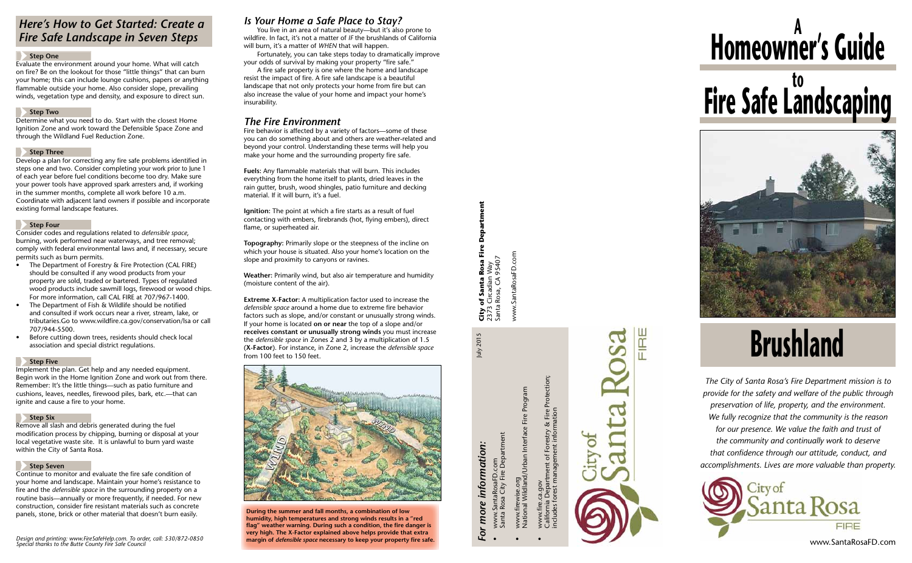## *Here's How to Get Started: Create a Fire Safe Landscape in Seven Steps*

### Step One

Evaluate the environment around your home. What will catch on fire? Be on the lookout for those "little things" that can burn your home; this can include lounge cushions, papers or anything flammable outside your home. Also consider slope, prevailing winds, vegetation type and density, and exposure to direct sun.

### Step Two

Determine what you need to do. Start with the closest Home Ignition Zone and work toward the Defensible Space Zone and through the Wildland Fuel Reduction Zone.

### Step Three

Develop a plan for correcting any fire safe problems identified in steps one and two. Consider completing your work prior to June 1 of each year before fuel conditions become too dry. Make sure your power tools have approved spark arresters and, if working in the summer months, complete all work before 10 a.m. Coordinate with adjacent land owners if possible and incorporate existing formal landscape features.

### Step Four

Consider codes and regulations related to *defensible space*, burning, work performed near waterways, and tree removal; comply with federal environmental laws and, if necessary, secure permits such as burn permits.

- The Department of Forestry & Fire Protection (CAL FIRE) should be consulted if any wood products from your property are sold, traded or bartered. Types of regulated wood products include sawmill logs, firewood or wood chips. For more information, call CAL FIRE at 707/967-1400.
- The Department of Fish & Wildlife should be notified and consulted if work occurs near a river, stream, lake, or tributaries.Go to www.wildfire.ca.gov/conservation/lsa or call 707/944-5500.
- Before cutting down trees, residents should check local association and special district regulations.

### Step Five

Implement the plan. Get help and any needed equipment. Begin work in the Home Ignition Zone and work out from there. Remember: It's the little things—such as patio furniture and cushions, leaves, needles, firewood piles, bark, etc.—that can ignite and cause a fire to your home.

### Step Six

Remove all slash and debris generated during the fuel modification process by chipping, burning or disposal at your local vegetative waste site. It is unlawful to burn yard waste within the City of Santa Rosa.

### Step Seven

Continue to monitor and evaluate the fire safe condition of your home and landscape. Maintain your home's resistance to fire and the *defensible space* in the surrounding property on a routine basis—annually or more frequently, if needed. For new construction, consider fire resistant materials such as concrete panels, stone, brick or other material that doesn't burn easily.

*Design and printing: www.FireSafeHelp.com. To order, call: 530/872-0850*
*Special thanks to the Butte County Fire Safe Council*

## *Is Your Home a Safe Place to Stay?*

You live in an area of natural beauty—but it's also prone to wildfire. In fact, it's not a matter of *IF* the brushlands of California will burn, it's a matter of *WHEN* that will happen.

Fortunately, you can take steps today to dramatically improve your odds of survival by making your property "fire safe."

A fire safe property is one where the home and landscape resist the impact of fire. A fire safe landscape is a beautiful landscape that not only protects your home from fire but can also increase the value of your home and impact your home's insurability.

## *The Fire Environment*

Fire behavior is affected by a variety of factors—some of these you can do something about and others are weather-related and beyond your control. Understanding these terms will help you make your home and the surrounding property fire safe.

**Fuels:** Any flammable materials that will burn. This includes everything from the home itself to plants, dried leaves in the rain gutter, brush, wood shingles, patio furniture and decking material. If it will burn, it's a fuel.

**Ignition:** The point at which a fire starts as a result of fuel contacting with embers, firebrands (hot, flying embers), direct flame, or superheated air.

**Topography:** Primarily slope or the steepness of the incline on which your house is situated. Also your home's location on the slope and proximity to canyons or ravines.

**Weather:** Primarily wind, but also air temperature and humidity (moisture content of the air).

**Extreme X-Factor:** A multiplication factor used to increase the *defensible space* around a home due to extreme fire behavior factors such as slope, and/or constant or unusually strong winds. If your home is located **on or near** the top of a slope and/or **receives constant or unusually strong winds** you must increase the *defensible space* in Zones 2 and 3 by a multiplication of 1.5 (**X-Factor**). For instance, in Zone 2, increase the *defensible space* from 100 feet to 150 feet.

**During the summer and fall months, a combination of low humidity, high temperatures and strong winds results in a "red flag" weather warning. During such a condition, the fire danger is very high. The X-Factor explained above helps provide that extra margin of *defensible space* necessary to keep your property fire safe.**

July 2015

**City of Santa Rosa Fire Department**
2373 Circadian Way
Santa Rosa, CA 95407

www.SantaRosaFD.com

## *For more information:*

- www.SantaRosaFD.com
  Santa Rosa City Fire Department
- www.firewise.org
  National Wildland/Urban Interface Fire Program
- www.fire.ca.gov
  California Department of Forestry & Fire Protection; includes forest management information

City of Santa Rosa FIRE

# A Homeowner's Guide to Fire Safe Landscaping

# Brushland

*The City of Santa Rosa's Fire Department mission is to provide for the safety and welfare of the public through preservation of life, property, and the environment. We fully recognize that the community is the reason for our presence. We value the faith and trust of the community and continually work to deserve that confidence through our attitude, conduct, and accomplishments. Lives are more valuable than property.*

City of Santa Rosa FIRE

www.SantaRosaFD.com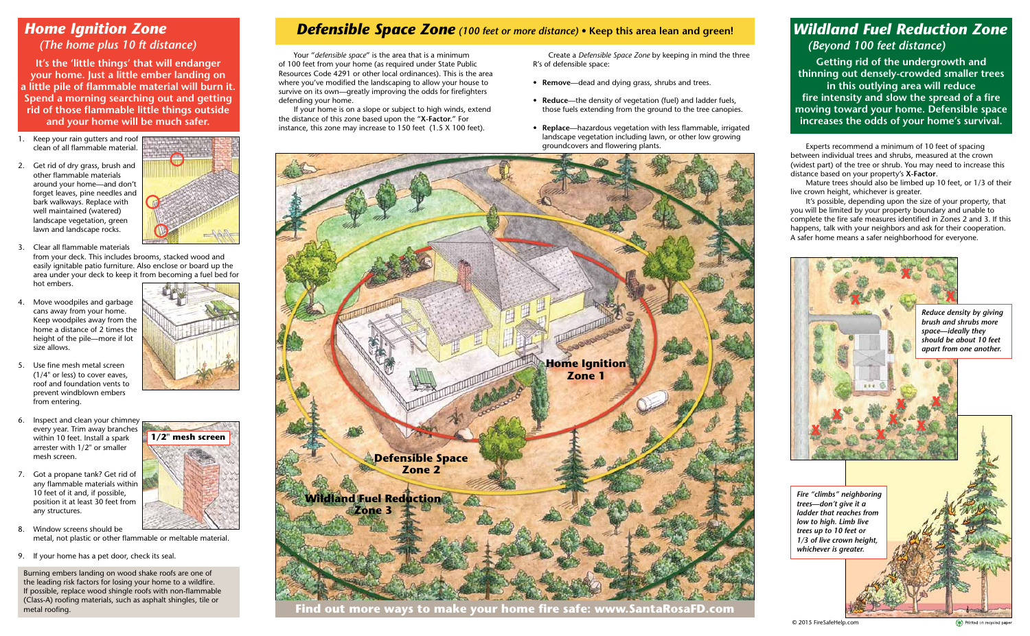## *Home Ignition Zone*

### *(The home plus 10 ft distance)*

**It's the 'little things' that will endanger your home. Just a little ember landing on a little pile of flammable material will burn it. Spend a morning searching out and getting rid of those flammable little things outside and your home will be much safer.**

1. Keep your rain gutters and roof clean of all flammable material.
2. Get rid of dry grass, brush and other flammable materials around your home—and don't forget leaves, pine needles and bark walkways. Replace with well maintained (watered) landscape vegetation, green lawn and landscape rocks.
3. Clear all flammable materials from your deck. This includes brooms, stacked wood and easily ignitable patio furniture. Also enclose or board up the area under your deck to keep it from becoming a fuel bed for hot embers.
4. Move woodpiles and garbage cans away from your home. Keep woodpiles away from the home a distance of 2 times the height of the pile—more if lot size allows.
5. Use fine mesh metal screen (1/4" or less) to cover eaves, roof and foundation vents to prevent windblown embers from entering.
6. Inspect and clean your chimney every year. Trim away branches within 10 feet. Install a spark arrester with 1/2" or smaller mesh screen.
7. Got a propane tank? Get rid of any flammable materials within 10 feet of it and, if possible, position it at least 30 feet from any structures.
8. Window screens should be metal, not plastic or other flammable or meltable material.
9. If your home has a pet door, check its seal.

**1/2" mesh screen**

Burning embers landing on wood shake roofs are one of the leading risk factors for losing your home to a wildfire. If possible, replace wood shingle roofs with non-flammable (Class-A) roofing materials, such as asphalt shingles, tile or metal roofing.

## *Defensible Space Zone* *(100 feet or more distance)* • Keep this area lean and green!

Your "*defensible space*" is the area that is a minimum of 100 feet from your home (as required under State Public Resources Code 4291 or other local ordinances). This is the area where you've modified the landscaping to allow your house to survive on its own—greatly improving the odds for firefighters defending your home.

If your home is on a slope or subject to high winds, extend the distance of this zone based upon the "**X-Factor.**" For instance, this zone may increase to 150 feet (1.5 X 100 feet).

Create a *Defensible Space Zone* by keeping in mind the three R's of defensible space:

- **Remove**—dead and dying grass, shrubs and trees.
- **Reduce**—the density of vegetation (fuel) and ladder fuels, those fuels extending from the ground to the tree canopies.
- **Replace**—hazardous vegetation with less flammable, irrigated landscape vegetation including lawn, or other low growing groundcovers and flowering plants.

**Home Ignition Zone 1**

**Defensible Space Zone 2**

**Wildland Fuel Reduction Zone 3**

**Find out more ways to make your home fire safe: www.SantaRosaFD.com**

## *Wildland Fuel Reduction Zone*

### *(Beyond 100 feet distance)*

**Getting rid of the undergrowth and thinning out densely-crowded smaller trees in this outlying area will reduce fire intensity and slow the spread of a fire moving toward your home. Defensible space increases the odds of your home's survival.**

Experts recommend a minimum of 10 feet of spacing between individual trees and shrubs, measured at the crown (widest part) of the tree or shrub. You may need to increase this distance based on your property's **X-Factor**.

Mature trees should also be limbed up 10 feet, or 1/3 of their live crown height, whichever is greater.

It's possible, depending upon the size of your property, that you will be limited by your property boundary and unable to complete the fire safe measures identified in Zones 2 and 3. If this happens, talk with your neighbors and ask for their cooperation. A safer home means a safer neighborhood for everyone.

***Reduce density by giving brush and shrubs more space—ideally they should be about 10 feet apart from one another.***

***Fire "climbs" neighboring trees—don't give it a ladder that reaches from low to high. Limb live trees up to 10 feet or 1/3 of live crown height, whichever is greater.***

© 2015 FireSafeHelp.com

Printed on recycled paper